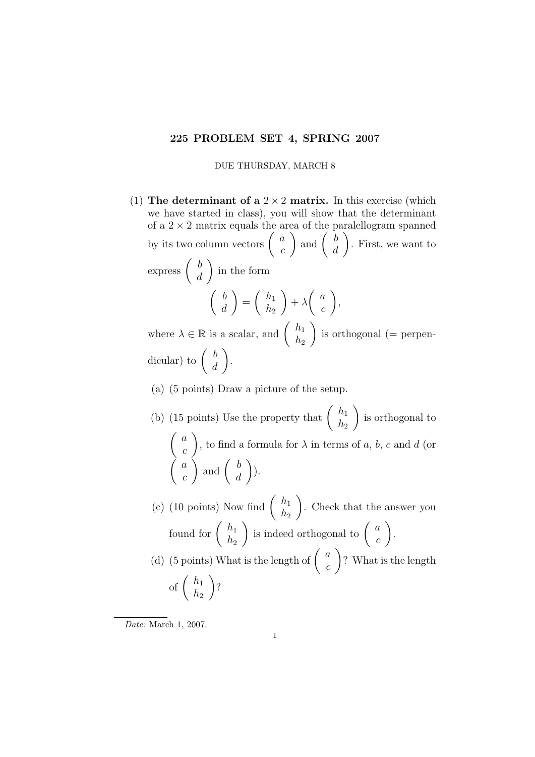# 225 PROBLEM SET 4, SPRING 2007

DUE THURSDAY, MARCH 8

(1) **The determinant of a $2 \times 2$ matrix.** In this exercise (which we have started in class), you will show that the determinant of a $2 \times 2$ matrix equals the area of the paralellogram spanned by its two column vectors $\begin{pmatrix} a \\ c \end{pmatrix}$ and $\begin{pmatrix} b \\ d \end{pmatrix}$. First, we want to express $\begin{pmatrix} b \\ d \end{pmatrix}$ in the form

$$\begin{pmatrix} b \\ d \end{pmatrix} = \begin{pmatrix} h_1 \\ h_2 \end{pmatrix} + \lambda \begin{pmatrix} a \\ c \end{pmatrix},$$

where $\lambda \in \mathbb{R}$ is a scalar, and $\begin{pmatrix} h_1 \\ h_2 \end{pmatrix}$ is orthogonal (= perpendicular) to $\begin{pmatrix} b \\ d \end{pmatrix}$.

(a) (5 points) Draw a picture of the setup.

(b) (15 points) Use the property that $\begin{pmatrix} h_1 \\ h_2 \end{pmatrix}$ is orthogonal to $\begin{pmatrix} a \\ c \end{pmatrix}$, to find a formula for $\lambda$ in terms of $a$, $b$, $c$ and $d$ (or $\begin{pmatrix} a \\ c \end{pmatrix}$ and $\begin{pmatrix} b \\ d \end{pmatrix}$).

(c) (10 points) Now find $\begin{pmatrix} h_1 \\ h_2 \end{pmatrix}$. Check that the answer you found for $\begin{pmatrix} h_1 \\ h_2 \end{pmatrix}$ is indeed orthogonal to $\begin{pmatrix} a \\ c \end{pmatrix}$.

(d) (5 points) What is the length of $\begin{pmatrix} a \\ c \end{pmatrix}$? What is the length of $\begin{pmatrix} h_1 \\ h_2 \end{pmatrix}$?

*Date*: March 1, 2007.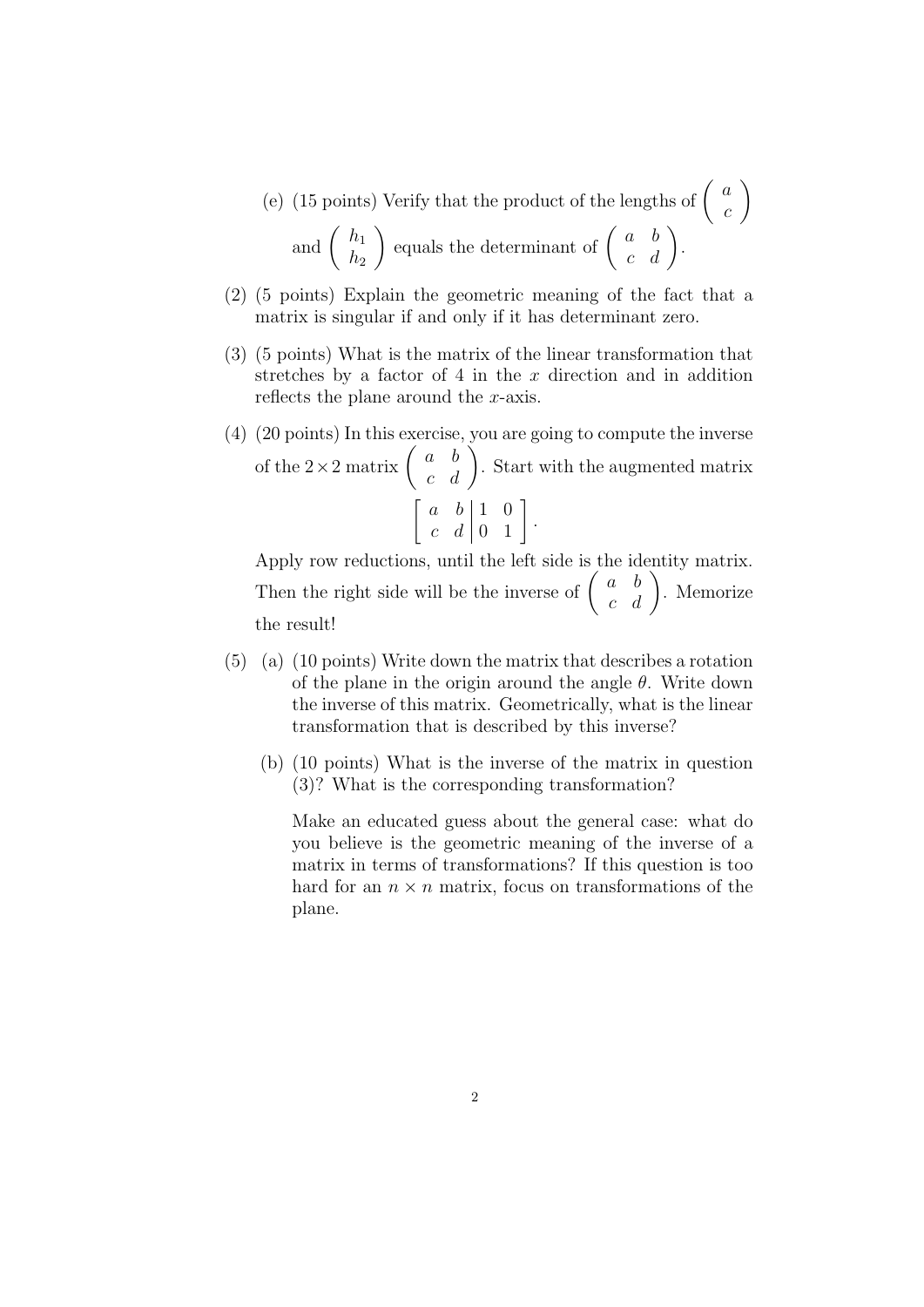(e) (15 points) Verify that the product of the lengths of $\begin{pmatrix} a \\ c \end{pmatrix}$ and $\begin{pmatrix} h_1 \\ h_2 \end{pmatrix}$ equals the determinant of $\begin{pmatrix} a & b \\ c & d \end{pmatrix}$.

(2) (5 points) Explain the geometric meaning of the fact that a matrix is singular if and only if it has determinant zero.

(3) (5 points) What is the matrix of the linear transformation that stretches by a factor of 4 in the $x$ direction and in addition reflects the plane around the $x$-axis.

(4) (20 points) In this exercise, you are going to compute the inverse of the $2 \times 2$ matrix $\begin{pmatrix} a & b \\ c & d \end{pmatrix}$. Start with the augmented matrix

$$\left[ \begin{array}{cc|cc} a & b & 1 & 0 \\ c & d & 0 & 1 \end{array} \right].$$

Apply row reductions, until the left side is the identity matrix. Then the right side will be the inverse of $\begin{pmatrix} a & b \\ c & d \end{pmatrix}$. Memorize the result!

(5) (a) (10 points) Write down the matrix that describes a rotation of the plane in the origin around the angle $\theta$. Write down the inverse of this matrix. Geometrically, what is the linear transformation that is described by this inverse?

(b) (10 points) What is the inverse of the matrix in question (3)? What is the corresponding transformation?

Make an educated guess about the general case: what do you believe is the geometric meaning of the inverse of a matrix in terms of transformations? If this question is too hard for an $n \times n$ matrix, focus on transformations of the plane.